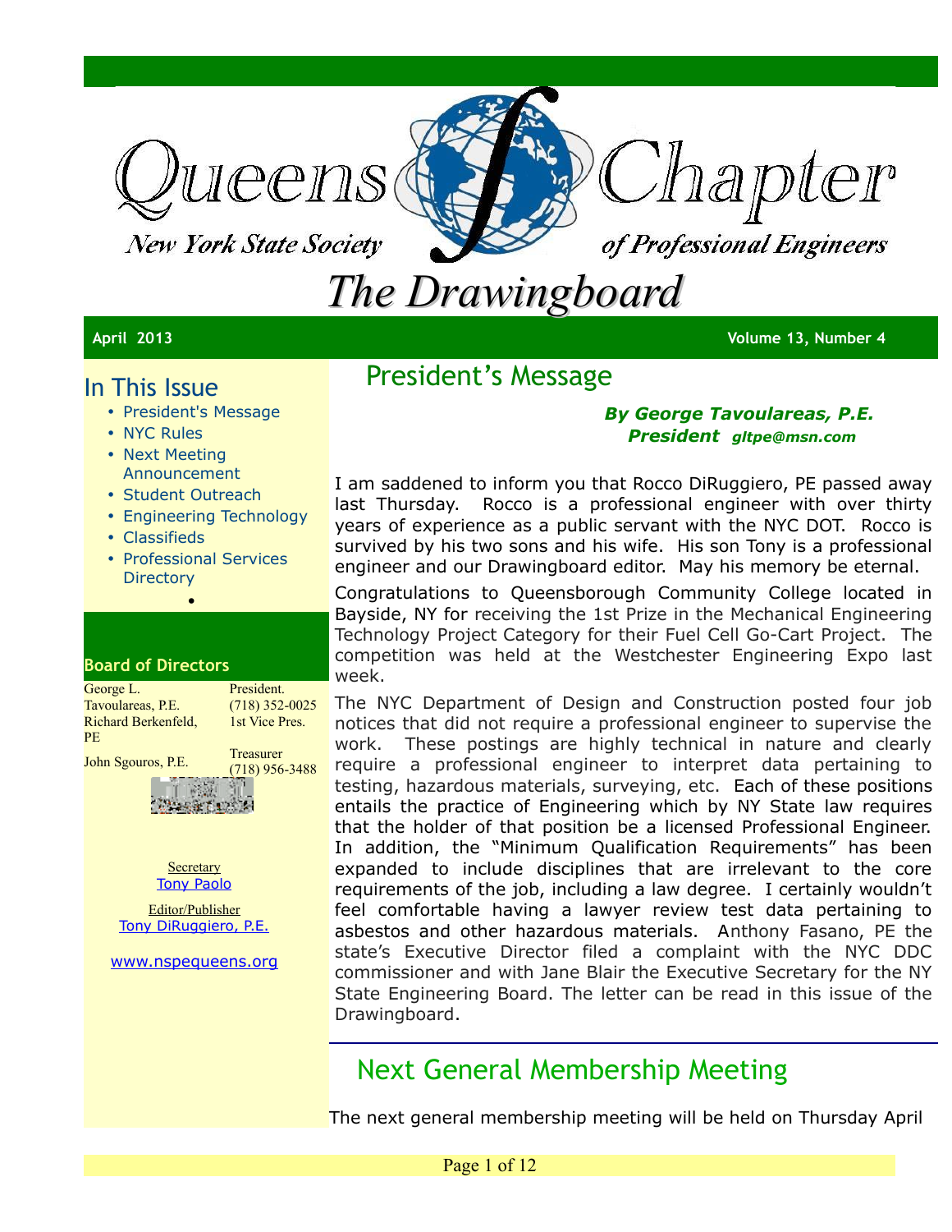# Queens Chapter

*New York State Society of Professional Engineers*

# *The Drawingboard*

**April 2013** **Volume 13, Number 4**

## In This Issue

- President's Message
- NYC Rules
- Next Meeting Announcement
- Student Outreach
- Engineering Technology
- Classifieds
- Professional Services Directory

### Board of Directors

| | |
|---|---|
| George L. Tavoulareas, P.E. | President. (718) 352-0025 |
| Richard Berkenfeld, PE | 1st Vice Pres. |
| John Sgouros, P.E. | Treasurer (718) 956-3488 |

Secretary
Tony Paolo

Editor/Publisher
Tony DiRuggiero, P.E.

www.nspequeens.org

## President's Message

***By George Tavoulareas, P.E.***
***President*** ***gltpe@msn.com***

I am saddened to inform you that Rocco DiRuggiero, PE passed away last Thursday. Rocco is a professional engineer with over thirty years of experience as a public servant with the NYC DOT. Rocco is survived by his two sons and his wife. His son Tony is a professional engineer and our Drawingboard editor. May his memory be eternal.

Congratulations to Queensborough Community College located in Bayside, NY for receiving the 1st Prize in the Mechanical Engineering Technology Project Category for their Fuel Cell Go-Cart Project. The competition was held at the Westchester Engineering Expo last week.

The NYC Department of Design and Construction posted four job notices that did not require a professional engineer to supervise the work. These postings are highly technical in nature and clearly require a professional engineer to interpret data pertaining to testing, hazardous materials, surveying, etc. Each of these positions entails the practice of Engineering which by NY State law requires that the holder of that position be a licensed Professional Engineer. In addition, the "Minimum Qualification Requirements" has been expanded to include disciplines that are irrelevant to the core requirements of the job, including a law degree. I certainly wouldn't feel comfortable having a lawyer review test data pertaining to asbestos and other hazardous materials. Anthony Fasano, PE the state's Executive Director filed a complaint with the NYC DDC commissioner and with Jane Blair the Executive Secretary for the NY State Engineering Board. The letter can be read in this issue of the Drawingboard.

## Next General Membership Meeting

The next general membership meeting will be held on Thursday April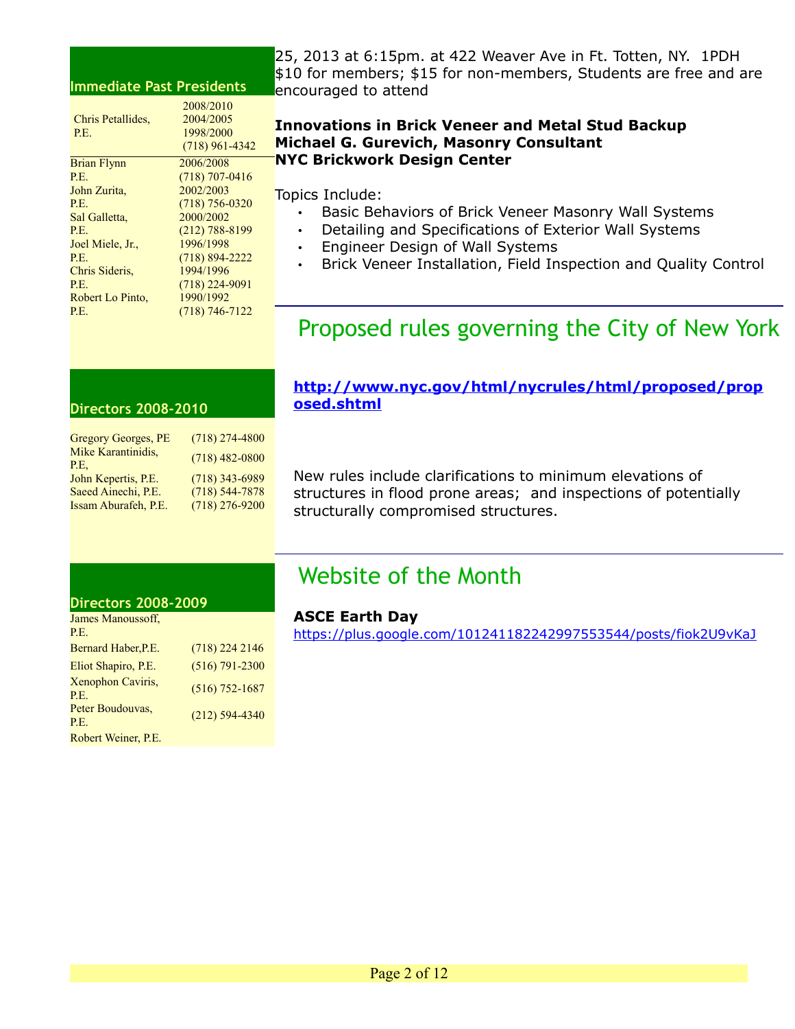### Immediate Past Presidents

| | |
|---|---|
| Chris Petallides, P.E. | 2008/2010<br>2004/2005<br>1998/2000<br>(718) 961-4342 |
| Brian Flynn P.E. | 2006/2008<br>(718) 707-0416 |
| John Zurita, P.E. | 2002/2003<br>(718) 756-0320 |
| Sal Galletta, P.E. | 2000/2002<br>(212) 788-8199 |
| Joel Miele, Jr., P.E. | 1996/1998<br>(718) 894-2222 |
| Chris Sideris, P.E. | 1994/1996<br>(718) 224-9091 |
| Robert Lo Pinto, P.E. | 1990/1992<br>(718) 746-7122 |

### Directors 2008-2010

| | |
|---|---|
| Gregory Georges, PE | (718) 274-4800 |
| Mike Karantinidis, P.E, | (718) 482-0800 |
| John Kepertis, P.E. | (718) 343-6989 |
| Saeed Ainechi, P.E. | (718) 544-7878 |
| Issam Aburafeh, P.E. | (718) 276-9200 |

### Directors 2008-2009

| | |
|---|---|
| James Manoussoff, P.E. | |
| Bernard Haber,P.E. | (718) 224 2146 |
| Eliot Shapiro, P.E. | (516) 791-2300 |
| Xenophon Caviris, P.E. | (516) 752-1687 |
| Peter Boudouvas, P.E. | (212) 594-4340 |
| Robert Weiner, P.E. | |

25, 2013 at 6:15pm. at 422 Weaver Ave in Ft. Totten, NY. 1PDH $10 for members; $15 for non-members, Students are free and are encouraged to attend

**Innovations in Brick Veneer and Metal Stud Backup**
**Michael G. Gurevich, Masonry Consultant**
**NYC Brickwork Design Center**

Topics Include:

- Basic Behaviors of Brick Veneer Masonry Wall Systems
- Detailing and Specifications of Exterior Wall Systems
- Engineer Design of Wall Systems
- Brick Veneer Installation, Field Inspection and Quality Control

## Proposed rules governing the City of New York

**http://www.nyc.gov/html/nycrules/html/proposed/proposed.shtml**

New rules include clarifications to minimum elevations of structures in flood prone areas; and inspections of potentially structurally compromised structures.

## Website of the Month

**ASCE Earth Day**
https://plus.google.com/101241182242997553544/posts/fiok2U9vKaJ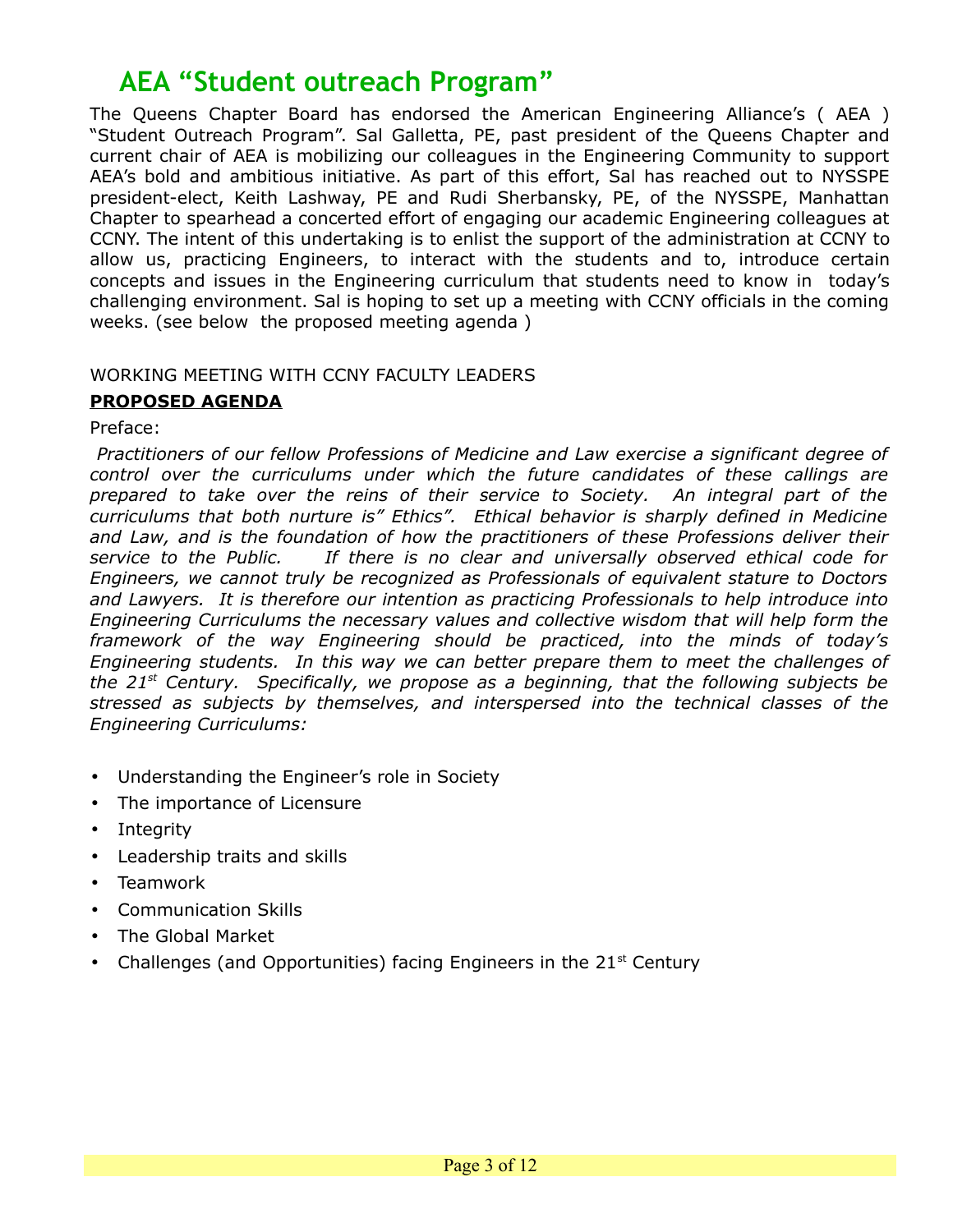# AEA "Student outreach Program"

The Queens Chapter Board has endorsed the American Engineering Alliance's ( AEA ) "Student Outreach Program". Sal Galletta, PE, past president of the Queens Chapter and current chair of AEA is mobilizing our colleagues in the Engineering Community to support AEA's bold and ambitious initiative. As part of this effort, Sal has reached out to NYSSPE president-elect, Keith Lashway, PE and Rudi Sherbansky, PE, of the NYSSPE, Manhattan Chapter to spearhead a concerted effort of engaging our academic Engineering colleagues at CCNY. The intent of this undertaking is to enlist the support of the administration at CCNY to allow us, practicing Engineers, to interact with the students and to, introduce certain concepts and issues in the Engineering curriculum that students need to know in today's challenging environment. Sal is hoping to set up a meeting with CCNY officials in the coming weeks. (see below the proposed meeting agenda )

WORKING MEETING WITH CCNY FACULTY LEADERS

**PROPOSED AGENDA**

Preface:

*Practitioners of our fellow Professions of Medicine and Law exercise a significant degree of control over the curriculums under which the future candidates of these callings are prepared to take over the reins of their service to Society. An integral part of the curriculums that both nurture is" Ethics". Ethical behavior is sharply defined in Medicine and Law, and is the foundation of how the practitioners of these Professions deliver their service to the Public. If there is no clear and universally observed ethical code for Engineers, we cannot truly be recognized as Professionals of equivalent stature to Doctors and Lawyers. It is therefore our intention as practicing Professionals to help introduce into Engineering Curriculums the necessary values and collective wisdom that will help form the framework of the way Engineering should be practiced, into the minds of today's Engineering students. In this way we can better prepare them to meet the challenges of the 21st Century. Specifically, we propose as a beginning, that the following subjects be stressed as subjects by themselves, and interspersed into the technical classes of the Engineering Curriculums:*

- Understanding the Engineer's role in Society
- The importance of Licensure
- Integrity
- Leadership traits and skills
- Teamwork
- Communication Skills
- The Global Market
- Challenges (and Opportunities) facing Engineers in the 21st Century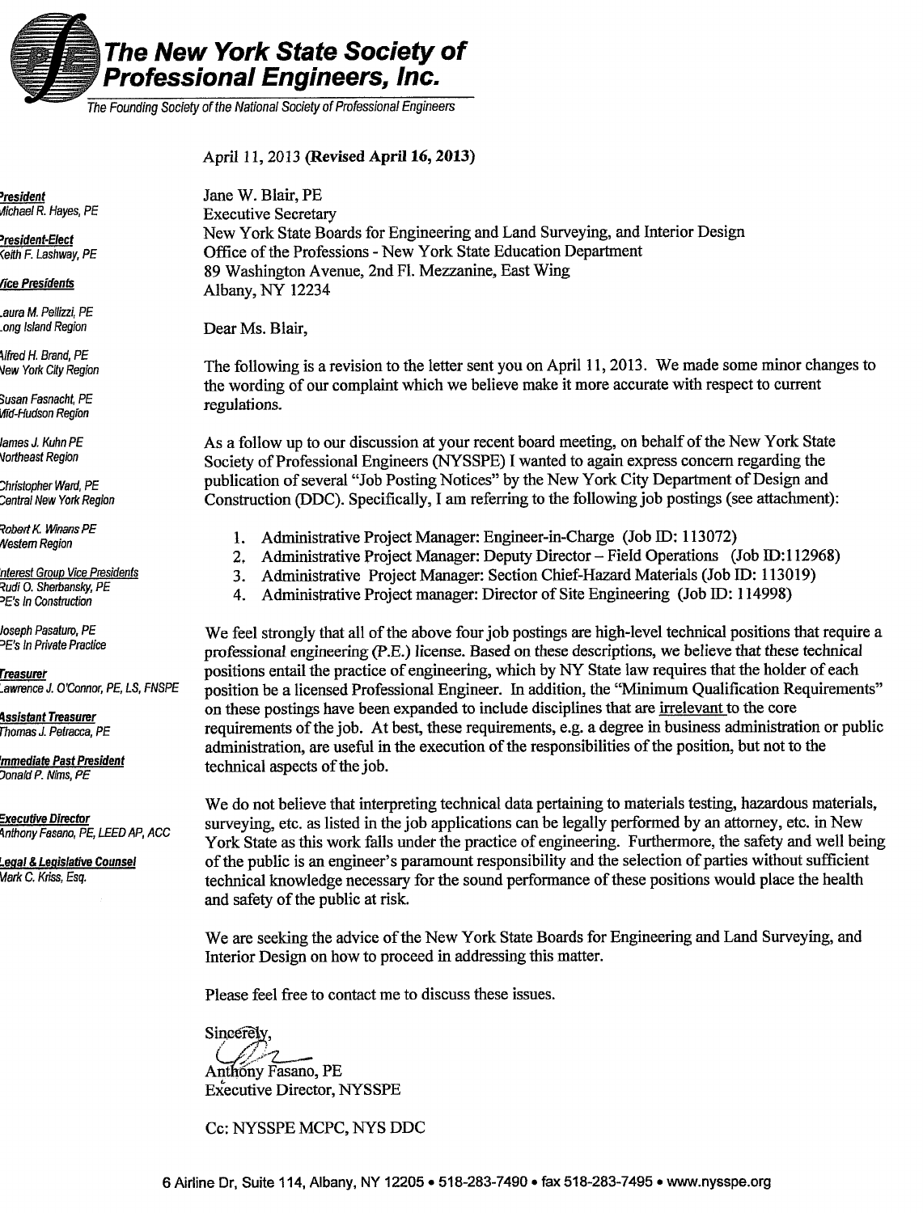# The New York State Society of Professional Engineers, Inc.

*The Founding Society of the National Society of Professional Engineers*

**President**
Michael R. Hayes, PE

**President-Elect**
Keith F. Lashway, PE

**Vice Presidents**

Laura M. Pellizzi, PE
Long Island Region

Alfred H. Brand, PE
New York City Region

Susan Fasnacht, PE
Mid-Hudson Region

James J. Kuhn PE
Northeast Region

Christopher Ward, PE
Central New York Region

Robert K. Winans PE
Western Region

**Interest Group Vice Presidents**
Rudi O. Sherbansky, PE
PE's In Construction

Joseph Pasaturo, PE
PE's In Private Practice

**Treasurer**
Lawrence J. O'Connor, PE, LS, FNSPE

**Assistant Treasurer**
Thomas J. Petracca, PE

**Immediate Past President**
Donald P. Nims, PE

**Executive Director**
Anthony Fasano, PE, LEED AP, ACC

**Legal & Legislative Counsel**
Mark C. Kriss, Esq.

---

April 11, 2013 **(Revised April 16, 2013)**

Jane W. Blair, PE
Executive Secretary
New York State Boards for Engineering and Land Surveying, and Interior Design
Office of the Professions - New York State Education Department
89 Washington Avenue, 2nd Fl. Mezzanine, East Wing
Albany, NY 12234

Dear Ms. Blair,

The following is a revision to the letter sent you on April 11, 2013. We made some minor changes to the wording of our complaint which we believe make it more accurate with respect to current regulations.

As a follow up to our discussion at your recent board meeting, on behalf of the New York State Society of Professional Engineers (NYSSPE) I wanted to again express concern regarding the publication of several "Job Posting Notices" by the New York City Department of Design and Construction (DDC). Specifically, I am referring to the following job postings (see attachment):

1. Administrative Project Manager: Engineer-in-Charge (Job ID: 113072)
2. Administrative Project Manager: Deputy Director – Field Operations (Job ID:112968)
3. Administrative Project Manager: Section Chief-Hazard Materials (Job ID: 113019)
4. Administrative Project manager: Director of Site Engineering (Job ID: 114998)

We feel strongly that all of the above four job postings are high-level technical positions that require a professional engineering (P.E.) license. Based on these descriptions, we believe that these technical positions entail the practice of engineering, which by NY State law requires that the holder of each position be a licensed Professional Engineer. In addition, the "Minimum Qualification Requirements" on these postings have been expanded to include disciplines that are <u>irrelevant</u> to the core requirements of the job. At best, these requirements, e.g. a degree in business administration or public administration, are useful in the execution of the responsibilities of the position, but not to the technical aspects of the job.

We do not believe that interpreting technical data pertaining to materials testing, hazardous materials, surveying, etc. as listed in the job applications can be legally performed by an attorney, etc. in New York State as this work falls under the practice of engineering. Furthermore, the safety and well being of the public is an engineer's paramount responsibility and the selection of parties without sufficient technical knowledge necessary for the sound performance of these positions would place the health and safety of the public at risk.

We are seeking the advice of the New York State Boards for Engineering and Land Surveying, and Interior Design on how to proceed in addressing this matter.

Please feel free to contact me to discuss these issues.

Sincerely,

Anthony Fasano, PE
Executive Director, NYSSPE

Cc: NYSSPE MCPC, NYS DDC

6 Airline Dr, Suite 114, Albany, NY 12205 • 518-283-7490 • fax 518-283-7495 • www.nysspe.org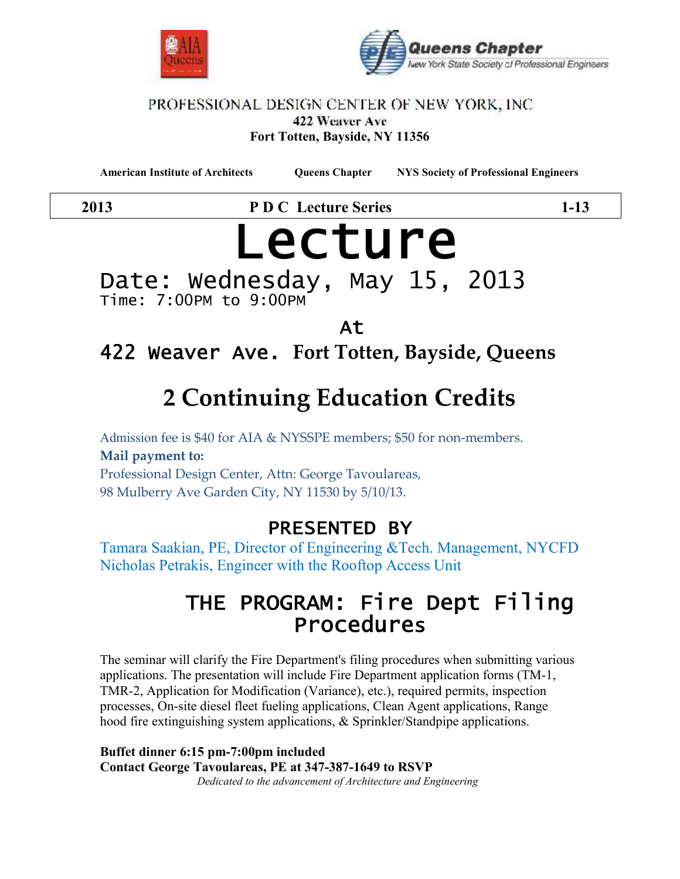Queens Chapter
New York State Society of Professional Engineers

PROFESSIONAL DESIGN CENTER OF NEW YORK, INC
**422 Weaver Ave**
**Fort Totten, Bayside, NY 11356**

**American Institute of Architects** **Queens Chapter** **NYS Society of Professional Engineers**

| **2013** | **P D C Lecture Series** | **1-13** |
|---|---|---|

# Lecture

## Date: Wednesday, May 15, 2013

Time: 7:00PM to 9:00PM

At

## 422 Weaver Ave. Fort Totten, Bayside, Queens

# 2 Continuing Education Credits

Admission fee is $40 for AIA & NYSSPE members; $50 for non-members.

**Mail payment to:**

Professional Design Center, Attn: George Tavoulareas,
98 Mulberry Ave Garden City, NY 11530 by 5/10/13.

## PRESENTED BY

Tamara Saakian, PE, Director of Engineering &Tech. Management, NYCFD
Nicholas Petrakis, Engineer with the Rooftop Access Unit

## THE PROGRAM: Fire Dept Filing Procedures

The seminar will clarify the Fire Department's filing procedures when submitting various applications. The presentation will include Fire Department application forms (TM-1, TMR-2, Application for Modification (Variance), etc.), required permits, inspection processes, On-site diesel fleet fueling applications, Clean Agent applications, Range hood fire extinguishing system applications, & Sprinkler/Standpipe applications.

**Buffet dinner 6:15 pm-7:00pm included**
**Contact George Tavoulareas, PE at 347-387-1649 to RSVP**

*Dedicated to the advancement of Architecture and Engineering*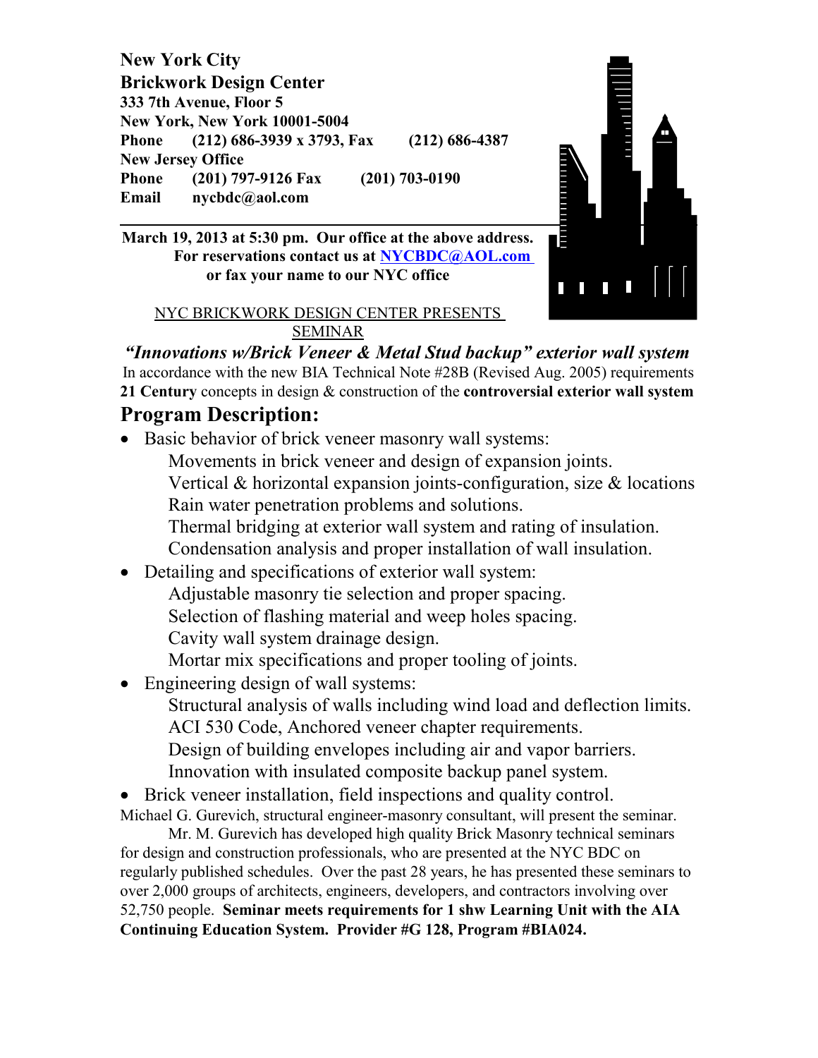**New York City**
**Brickwork Design Center**
**333 7th Avenue, Floor 5**
**New York, New York 10001-5004**
**Phone (212) 686-3939 x 3793, Fax (212) 686-4387**
**New Jersey Office**
**Phone (201) 797-9126 Fax (201) 703-0190**
**Email nycbdc@aol.com**

---

**March 19, 2013 at 5:30 pm. Our office at the above address.**
**For reservations contact us at [NYCBDC@AOL.com](mailto:NYCBDC@AOL.com)**
**or fax your name to our NYC office**

NYC BRICKWORK DESIGN CENTER PRESENTS
SEMINAR

***"Innovations w/Brick Veneer & Metal Stud backup" exterior wall system***

In accordance with the new BIA Technical Note #28B (Revised Aug. 2005) requirements
**21 Century** concepts in design & construction of the **controversial exterior wall system**

## Program Description:

- Basic behavior of brick veneer masonry wall systems:
  - Movements in brick veneer and design of expansion joints.
  - Vertical & horizontal expansion joints-configuration, size & locations
  - Rain water penetration problems and solutions.
  - Thermal bridging at exterior wall system and rating of insulation.
  - Condensation analysis and proper installation of wall insulation.
- Detailing and specifications of exterior wall system:
  - Adjustable masonry tie selection and proper spacing.
  - Selection of flashing material and weep holes spacing.
  - Cavity wall system drainage design.
  - Mortar mix specifications and proper tooling of joints.
- Engineering design of wall systems:
  - Structural analysis of walls including wind load and deflection limits.
  - ACI 530 Code, Anchored veneer chapter requirements.
  - Design of building envelopes including air and vapor barriers.
  - Innovation with insulated composite backup panel system.
- Brick veneer installation, field inspections and quality control.

Michael G. Gurevich, structural engineer-masonry consultant, will present the seminar.

Mr. M. Gurevich has developed high quality Brick Masonry technical seminars for design and construction professionals, who are presented at the NYC BDC on regularly published schedules. Over the past 28 years, he has presented these seminars to over 2,000 groups of architects, engineers, developers, and contractors involving over 52,750 people. **Seminar meets requirements for 1 shw Learning Unit with the AIA Continuing Education System. Provider #G 128, Program #BIA024.**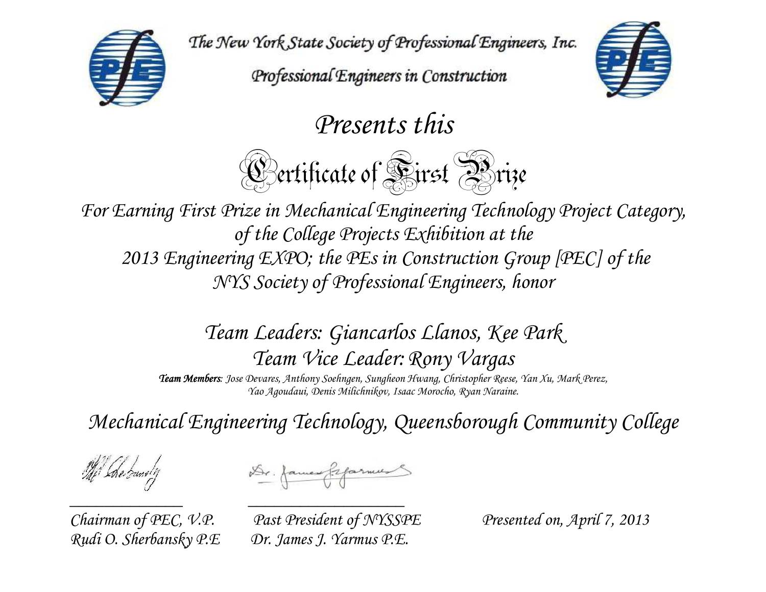The New York State Society of Professional Engineers, Inc.

Professional Engineers in Construction

# Presents this

# Certificate of First Prize

*For Earning First Prize in Mechanical Engineering Technology Project Category, of the College Projects Exhibition at the 2013 Engineering EXPO; the PEs in Construction Group [PEC] of the NYS Society of Professional Engineers, honor*

## Team Leaders: Giancarlos Llanos, Kee Park
## Team Vice Leader: Rony Vargas

***Team Members****: Jose Devares, Anthony Soehngen, Sungheon Hwang, Christopher Reese, Yan Xu, Mark Perez, Yao Agoudaui, Denis Milichnikov, Isaac Morocho, Ryan Naraine.*

## Mechanical Engineering Technology, Queensborough Community College

| Chairman of PEC, V.P. | Past President of NYSSPE | Presented on, April 7, 2013 |
| --- | --- | --- |
| Rudi O. Sherbansky P.E | Dr. James J. Yarmus P.E. | |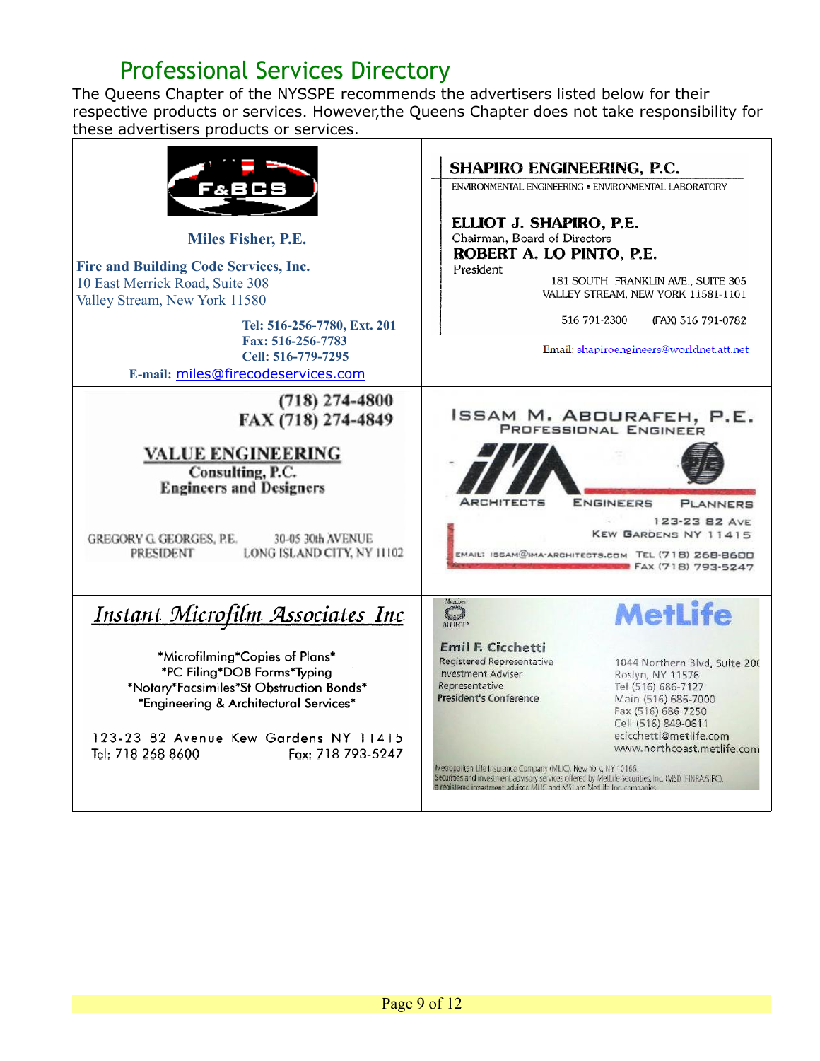# Professional Services Directory

The Queens Chapter of the NYSSPE recommends the advertisers listed below for their respective products or services. However,the Queens Chapter does not take responsibility for these advertisers products or services.

---

F&BCS

**Miles Fisher, P.E.**

**Fire and Building Code Services, Inc.**
10 East Merrick Road, Suite 308
Valley Stream, New York 11580

**Tel: 516-256-7780, Ext. 201**
**Fax: 516-256-7783**
**Cell: 516-779-7295**
**E-mail:** miles@firecodeservices.com

---

**SHAPIRO ENGINEERING, P.C.**
ENVIRONMENTAL ENGINEERING • ENVIRONMENTAL LABORATORY

**ELLIOT J. SHAPIRO, P.E.**
Chairman, Board of Directors
**ROBERT A. LO PINTO, P.E.**
President

181 SOUTH FRANKLIN AVE., SUITE 305
VALLEY STREAM, NEW YORK 11581-1101

516 791-2300 (FAX) 516 791-0782

Email: shapiroengineers@worldnet.att.net

---

**(718) 274-4800**
**FAX (718) 274-4849**

**VALUE ENGINEERING**
**Consulting, P.C.**
**Engineers and Designers**

GREGORY G. GEORGES, P.E.
PRESIDENT

30-05 30th AVENUE
LONG ISLAND CITY, NY 11102

---

**ISSAM M. ABOURAFEH, P.E.**
PROFESSIONAL ENGINEER

IMA

ARCHITECTS ENGINEERS PLANNERS

123-23 82 AVE
KEW GARDENS NY 11415

EMAIL: ISSAM@IMA-ARCHITECTS.COM
TEL (718) 268-8600
FAX (718) 793-5247

---

***Instant Microfilm Associates Inc***

*Microfilming*Copies of Plans*
*PC Filing*DOB Forms*Typing
*Notary*Facsimiles*St Obstruction Bonds*
*Engineering & Architectural Services*

123-23 82 Avenue Kew Gardens NY 11415
Tel: 718 268 8600 Fax: 718 793-5247

---

Member MDRT®

**MetLife**

**Emil F. Cicchetti**
Registered Representative
Investment Adviser
Representative
President's Conference

1044 Northern Blvd, Suite 20(
Roslyn, NY 11576
Tel (516) 686-7127
Main (516) 686-7000
Fax (516) 686-7250
Cell (516) 849-0611
ecicchetti@metlife.com
www.northcoast.metlife.com

Metropolitan Life Insurance Company (MLIC), New York, NY 10166.
Securities and investment advisory services offered by MetLife Securities, Inc. (MSI) (FINRA/SIPC),
a registered investment advisor. MLIC and MSI are MetLife Inc. companies.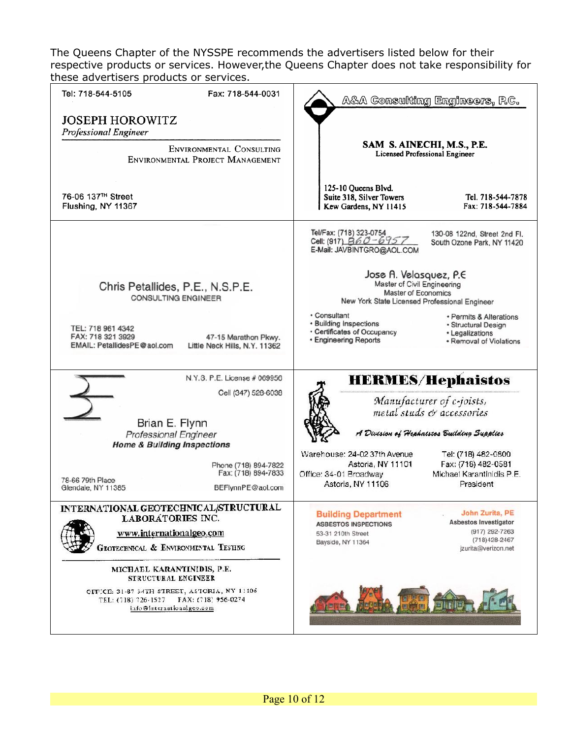The Queens Chapter of the NYSSPE recommends the advertisers listed below for their respective products or services. However,the Queens Chapter does not take responsibility for these advertisers products or services.

---

Tel: 718-544-5105 Fax: 718-544-0031

**JOSEPH HOROWITZ**
*Professional Engineer*

ENVIRONMENTAL CONSULTING
ENVIRONMENTAL PROJECT MANAGEMENT

76-06 137TH Street
Flushing, NY 11367

---

**A&A Consulting Engineers, P.C.**

**SAM S. AINECHI, M.S., P.E.**
Licensed Professional Engineer

125-10 Queens Blvd.
Suite 318, Silver Towers
Kew Gardens, NY 11415

Tel. 718-544-7878
Fax: 718-544-7884

---

**Chris Petallides, P.E., N.S.P.E.**
CONSULTING ENGINEER

TEL: 718 961 4342
FAX: 718 321 3929
EMAIL: PetallidesPE@aol.com

47-15 Marathon Pkwy.
Little Neck Hills, N.Y. 11362

---

Tel/Fax: (718) 323-0754
Cell: (917) 860-6957
E-Mail: JAVBINTGRO@AOL.COM

130-08 122nd, Street 2nd Fl.
South Ozone Park, NY 11420

**Jose A. Velasquez, P.E**
Master of Civil Engineering
Master of Economics
New York State Licensed Professional Engineer

- Consultant
- Building Inspections
- Certificates of Occupancy
- Engineering Reports
- Permits & Alterations
- Structural Design
- Legalizations
- Removal of Violations

---

N.Y.S. P.E. License # 069950
Cell (347) 528-6038

**Brian E. Flynn**
*Professional Engineer*
***Home & Building Inspections***

Phone (718) 894-7822
Fax: (718) 894-7833

78-66 79th Place
Glendale, NY 11385

BEFlynnPE@aol.com

---

**HERMES/Hephaistos**

*Manufacturer of c-joists, metal studs & accessories*

*A Division of Hephaistos Building Supplies*

Warehouse: 24-02 37th Avenue
Astoria, NY 11101
Office: 34-01 Broadway
Astoria, NY 11106

Tel: (718) 482-0800
Fax: (718) 482-0581
Michael Karantinidis P.E.
President

---

**INTERNATIONAL GEOTECHNICAL/STRUCTURAL LABORATORIES INC.**

www.internationalgeo.com

GEOTECHNICAL & ENVIRONMENTAL TESTING

MICHAEL KARANTINIDIS, P.E.
STRUCTURAL ENGINEER

OFFICE: 31-87 34TH STREET, ASTORIA, NY 11106
TEL: (718) 726-1527 FAX: (718) 956-0274
info@internationalgeo.com

---

**Building Department**
ASBESTOS INSPECTIONS
53-31 210th Street
Bayside, NY 11364

**John Zurita, PE**
Asbestos Investigator
(917) 292-7263
(718)428-2467
jzurita@verizon.net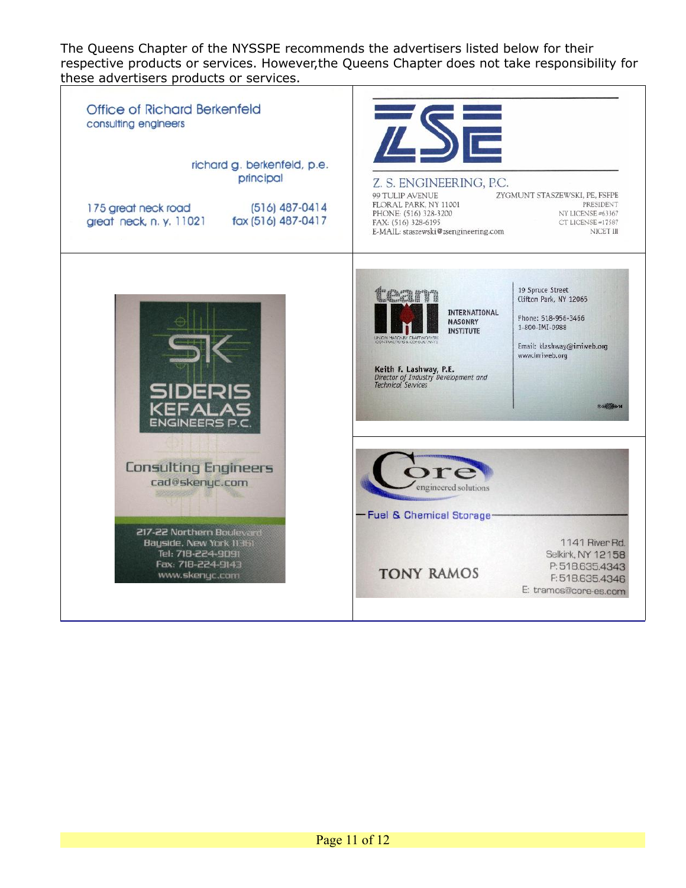The Queens Chapter of the NYSSPE recommends the advertisers listed below for their respective products or services. However,the Queens Chapter does not take responsibility for these advertisers products or services.

| | |
|---|---|
| Office of Richard Berkenfeld<br>consulting engineers<br><br>richard g. berkenfeld, p.e.<br>principal<br><br>175 great neck road<br>great neck, n. y. 11021<br>(516) 487-0414<br>fax (516) 487-0417 | ZSE<br><br>Z. S. ENGINEERING, P.C.<br>99 TULIP AVENUE<br>FLORAL PARK, NY 11001<br>PHONE: (516) 328-3200<br>FAX: (516) 328-6195<br>E-MAIL: staszewski@zsengineering.com<br>ZYGMUNT STASZEWSKI, PE, FSFPE<br>PRESIDENT<br>NY LICENSE #63367<br>CT LICENSE #17587<br>NICET III |
| SK<br>SIDERIS KEFALAS ENGINEERS P.C.<br><br>Consulting Engineers<br>cad@skenyc.com<br><br>217-22 Northern Boulevard<br>Bayside, New York 11361<br>Tel: 718-224-9091<br>Fax: 718-224-9143<br>www.skenyc.com | team IMI<br>INTERNATIONAL MASONRY INSTITUTE<br>UNION MASONRY CRAFTWORKERS CONTRACTORS & CONSULTANTS<br><br>Keith F. Lashway, P.E.<br>*Director of Industry Development and Technical Services*<br><br>19 Spruce Street<br>Clifton Park, NY 12065<br>Phone: 518-956-3466<br>1-800-IMI-0988<br>Email: klashway@imiweb.org<br>www.imiweb.org |
| | Core<br>engineered solutions<br><br>Fuel & Chemical Storage<br><br>TONY RAMOS<br><br>1141 River Rd.<br>Selkirk, NY 12158<br>P: 518.635.4343<br>F: 518.635.4346<br>E: tramos@core-es.com |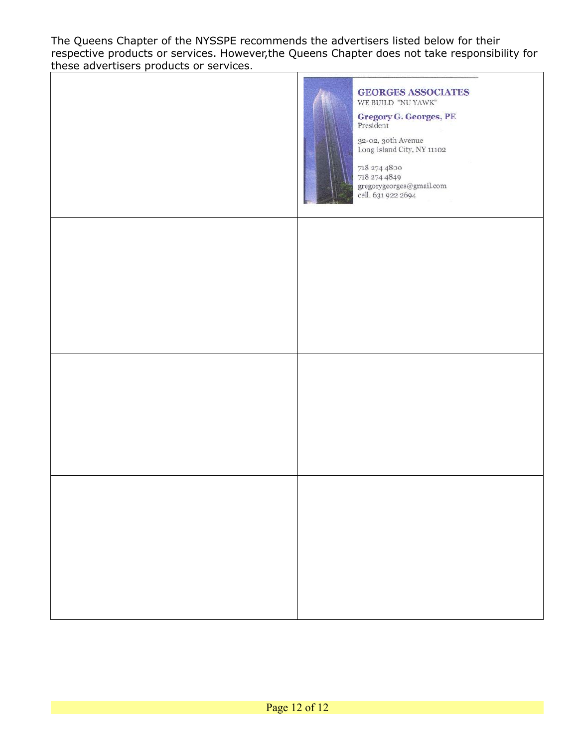The Queens Chapter of the NYSSPE recommends the advertisers listed below for their respective products or services. However,the Queens Chapter does not take responsibility for these advertisers products or services.

| | |
|---|---|
| | **GEORGES ASSOCIATES**<br>WE BUILD "NU YAWK"<br>**Gregory G. Georges, PE**<br>President<br>32-02, 30th Avenue<br>Long Island City, NY 11102<br>718 274 4800<br>718 274 4849<br>gregorygeorges@gmail.com<br>cell. 631 922 2694 |
| | |
| | |
| | |